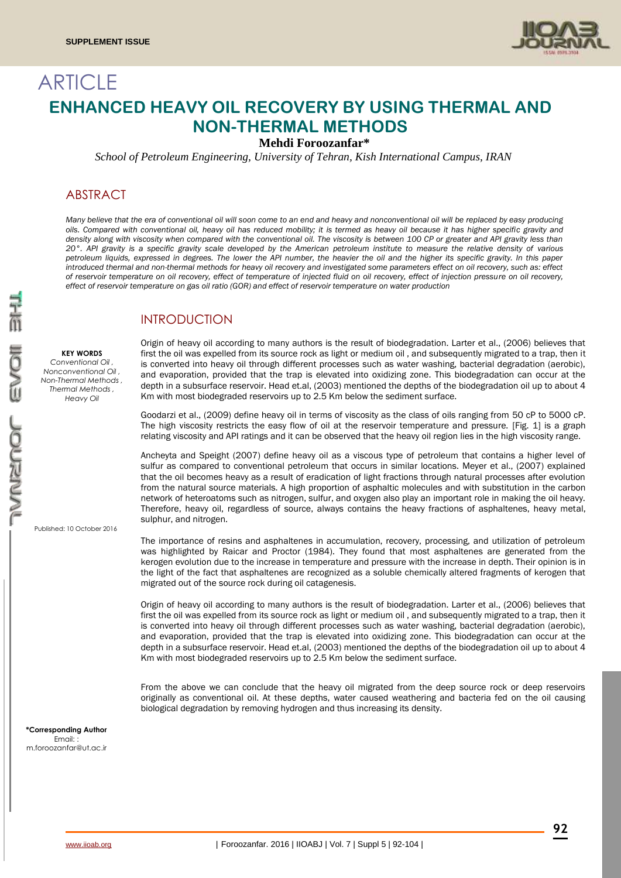# ARTICLE

# ENHANCED HEAVY OIL RECOVERY BY USING THERMAL AND NON-THERMAL METHODS

**Mehdi Foroozanfar***

*School of Petroleum Engineering, University of Tehran, Kish International Campus, IRAN*

## ABSTRACT

*Many believe that the era of conventional oil will soon come to an end and heavy and nonconventional oil will be replaced by easy producing oils. Compared with conventional oil, heavy oil has reduced mobility; it is termed as heavy oil because it has higher specific gravity and density along with viscosity when compared with the conventional oil. The viscosity is between 100 CP or greater and API gravity less than 20°. API gravity is a specific gravity scale developed by the American petroleum institute to measure the relative density of various petroleum liquids, expressed in degrees. The lower the API number, the heavier the oil and the higher its specific gravity. In this paper introduced thermal and non-thermal methods for heavy oil recovery and investigated some parameters effect on oil recovery, such as: effect of reservoir temperature on oil recovery, effect of temperature of injected fluid on oil recovery, effect of injection pressure on oil recovery, effect of reservoir temperature on gas oil ratio (GOR) and effect of reservoir temperature on water production*

**KEY WORDS**
*Conventional Oil, Nonconventional Oil, Non-Thermal Methods, Thermal Methods, Heavy Oil*

Published: 10 October 2016

**\*Corresponding Author**
Email: : m.foroozanfar@ut.ac.ir

## INTRODUCTION

Origin of heavy oil according to many authors is the result of biodegradation. Larter et al., (2006) believes that first the oil was expelled from its source rock as light or medium oil , and subsequently migrated to a trap, then it is converted into heavy oil through different processes such as water washing, bacterial degradation (aerobic), and evaporation, provided that the trap is elevated into oxidizing zone. This biodegradation can occur at the depth in a subsurface reservoir. Head et.al, (2003) mentioned the depths of the biodegradation oil up to about 4 Km with most biodegraded reservoirs up to 2.5 Km below the sediment surface.

Goodarzi et al., (2009) define heavy oil in terms of viscosity as the class of oils ranging from 50 cP to 5000 cP. The high viscosity restricts the easy flow of oil at the reservoir temperature and pressure. [Fig. 1] is a graph relating viscosity and API ratings and it can be observed that the heavy oil region lies in the high viscosity range.

Ancheyta and Speight (2007) define heavy oil as a viscous type of petroleum that contains a higher level of sulfur as compared to conventional petroleum that occurs in similar locations. Meyer et al., (2007) explained that the oil becomes heavy as a result of eradication of light fractions through natural processes after evolution from the natural source materials. A high proportion of asphaltic molecules and with substitution in the carbon network of heteroatoms such as nitrogen, sulfur, and oxygen also play an important role in making the oil heavy. Therefore, heavy oil, regardless of source, always contains the heavy fractions of asphaltenes, heavy metal, sulphur, and nitrogen.

The importance of resins and asphaltenes in accumulation, recovery, processing, and utilization of petroleum was highlighted by Raicar and Proctor (1984). They found that most asphaltenes are generated from the kerogen evolution due to the increase in temperature and pressure with the increase in depth. Their opinion is in the light of the fact that asphaltenes are recognized as a soluble chemically altered fragments of kerogen that migrated out of the source rock during oil catagenesis.

Origin of heavy oil according to many authors is the result of biodegradation. Larter et al., (2006) believes that first the oil was expelled from its source rock as light or medium oil , and subsequently migrated to a trap, then it is converted into heavy oil through different processes such as water washing, bacterial degradation (aerobic), and evaporation, provided that the trap is elevated into oxidizing zone. This biodegradation can occur at the depth in a subsurface reservoir. Head et.al, (2003) mentioned the depths of the biodegradation oil up to about 4 Km with most biodegraded reservoirs up to 2.5 Km below the sediment surface.

From the above we can conclude that the heavy oil migrated from the deep source rock or deep reservoirs originally as conventional oil. At these depths, water caused weathering and bacteria fed on the oil causing biological degradation by removing hydrogen and thus increasing its density.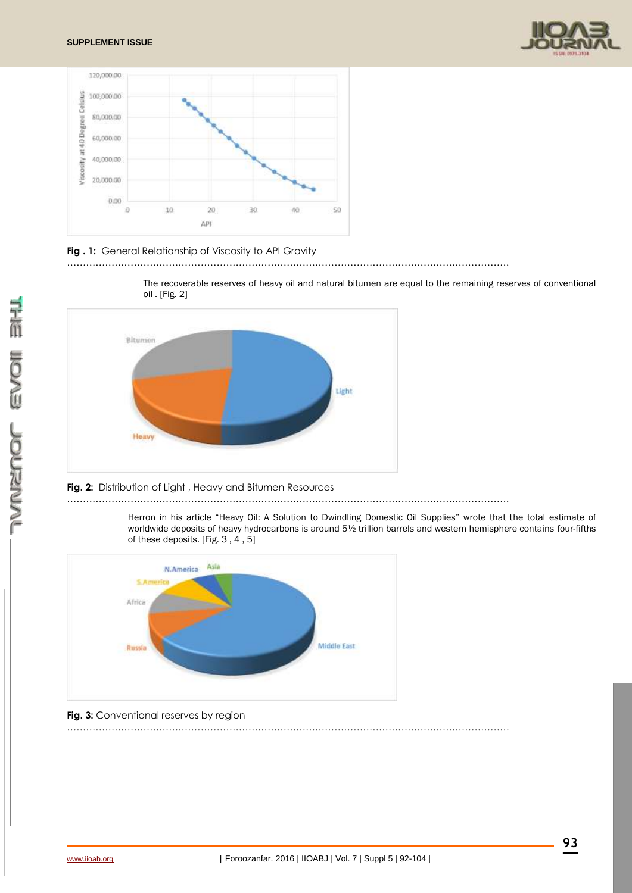**Fig . 1:** General Relationship of Viscosity to API Gravity

The recoverable reserves of heavy oil and natural bitumen are equal to the remaining reserves of conventional oil . [Fig. 2]

**Fig. 2:** Distribution of Light , Heavy and Bitumen Resources

Herron in his article "Heavy Oil: A Solution to Dwindling Domestic Oil Supplies" wrote that the total estimate of worldwide deposits of heavy hydrocarbons is around 5½ trillion barrels and western hemisphere contains four-fifths of these deposits. [Fig. 3 , 4 , 5]

**Fig. 3:** Conventional reserves by region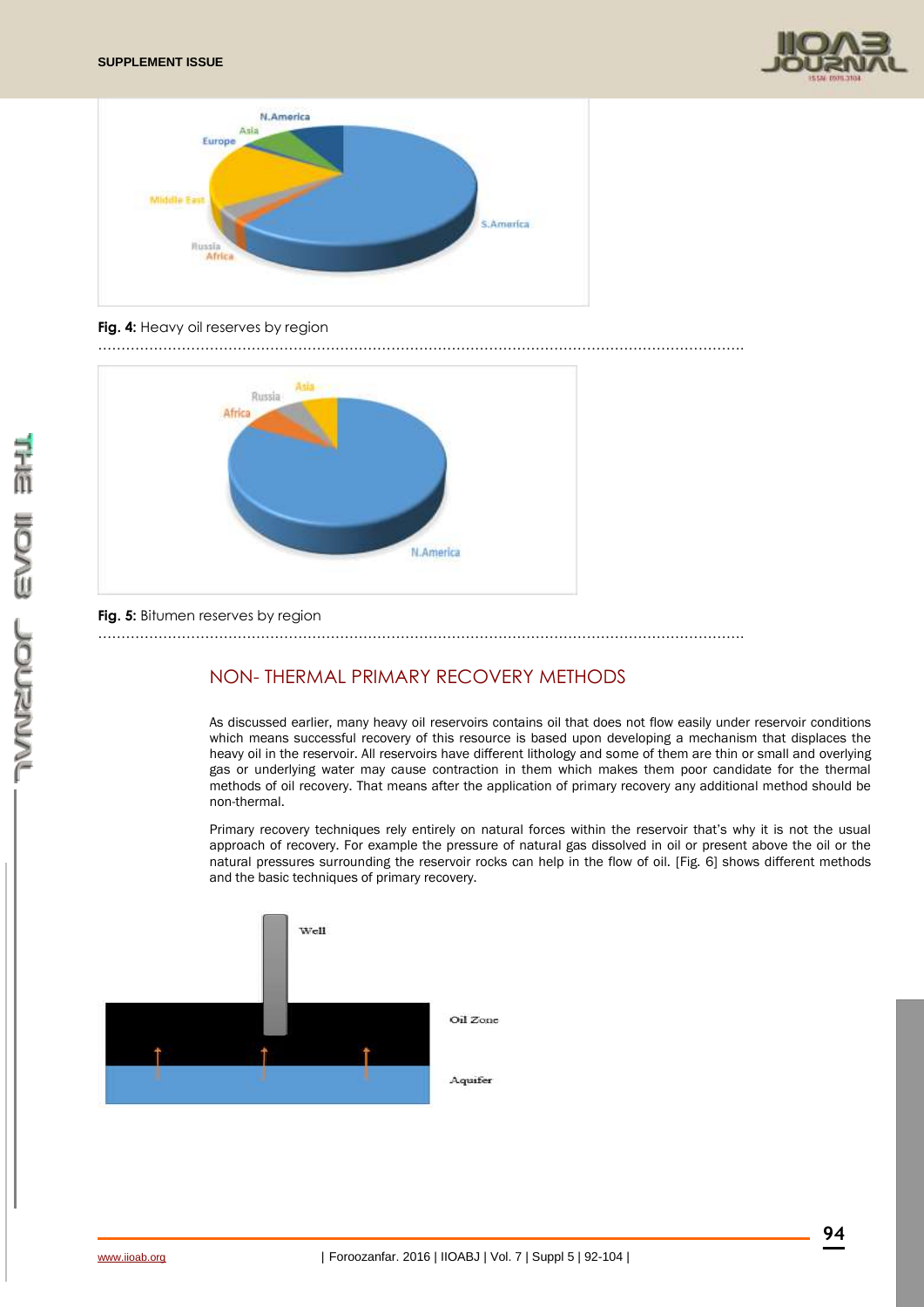Fig. 4: Heavy oil reserves by region

Fig. 5: Bitumen reserves by region

## NON- THERMAL PRIMARY RECOVERY METHODS

As discussed earlier, many heavy oil reservoirs contains oil that does not flow easily under reservoir conditions which means successful recovery of this resource is based upon developing a mechanism that displaces the heavy oil in the reservoir. All reservoirs have different lithology and some of them are thin or small and overlying gas or underlying water may cause contraction in them which makes them poor candidate for the thermal methods of oil recovery. That means after the application of primary recovery any additional method should be non-thermal.

Primary recovery techniques rely entirely on natural forces within the reservoir that's why it is not the usual approach of recovery. For example the pressure of natural gas dissolved in oil or present above the oil or the natural pressures surrounding the reservoir rocks can help in the flow of oil. [Fig. 6] shows different methods and the basic techniques of primary recovery.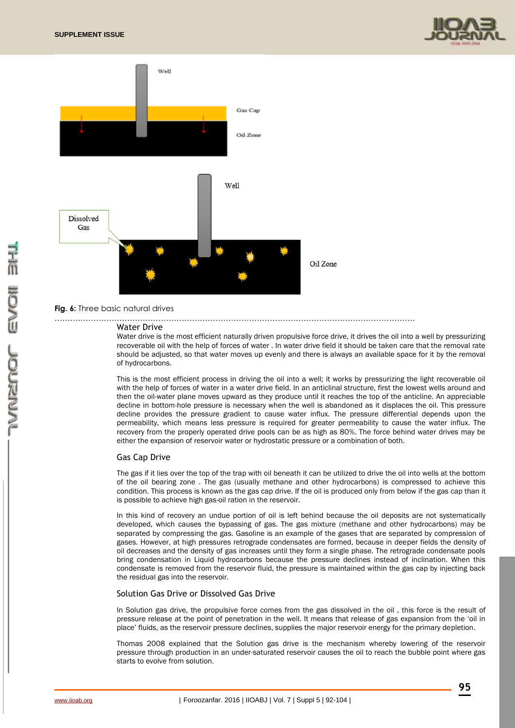Fig. 6: Three basic natural drives

## Water Drive

Water drive is the most efficient naturally driven propulsive force drive, it drives the oil into a well by pressurizing recoverable oil with the help of forces of water . In water drive field it should be taken care that the removal rate should be adjusted, so that water moves up evenly and there is always an available space for it by the removal of hydrocarbons.

This is the most efficient process in driving the oil into a well; it works by pressurizing the light recoverable oil with the help of forces of water in a water drive field. In an anticlinal structure, first the lowest wells around and then the oil-water plane moves upward as they produce until it reaches the top of the anticline. An appreciable decline in bottom-hole pressure is necessary when the well is abandoned as it displaces the oil. This pressure decline provides the pressure gradient to cause water influx. The pressure differential depends upon the permeability, which means less pressure is required for greater permeability to cause the water influx. The recovery from the properly operated drive pools can be as high as 80%. The force behind water drives may be either the expansion of reservoir water or hydrostatic pressure or a combination of both.

## Gas Cap Drive

The gas if it lies over the top of the trap with oil beneath it can be utilized to drive the oil into wells at the bottom of the oil bearing zone . The gas (usually methane and other hydrocarbons) is compressed to achieve this condition. This process is known as the gas cap drive. If the oil is produced only from below if the gas cap than it is possible to achieve high gas-oil ration in the reservoir.

In this kind of recovery an undue portion of oil is left behind because the oil deposits are not systematically developed, which causes the bypassing of gas. The gas mixture (methane and other hydrocarbons) may be separated by compressing the gas. Gasoline is an example of the gases that are separated by compression of gases. However, at high pressures retrograde condensates are formed, because in deeper fields the density of oil decreases and the density of gas increases until they form a single phase. The retrograde condensate pools bring condensation in Liquid hydrocarbons because the pressure declines instead of inclination. When this condensate is removed from the reservoir fluid, the pressure is maintained within the gas cap by injecting back the residual gas into the reservoir.

## Solution Gas Drive or Dissolved Gas Drive

In Solution gas drive, the propulsive force comes from the gas dissolved in the oil , this force is the result of pressure release at the point of penetration in the well. It means that release of gas expansion from the 'oil in place' fluids, as the reservoir pressure declines, supplies the major reservoir energy for the primary depletion.

Thomas 2008 explained that the Solution gas drive is the mechanism whereby lowering of the reservoir pressure through production in an under-saturated reservoir causes the oil to reach the bubble point where gas starts to evolve from solution.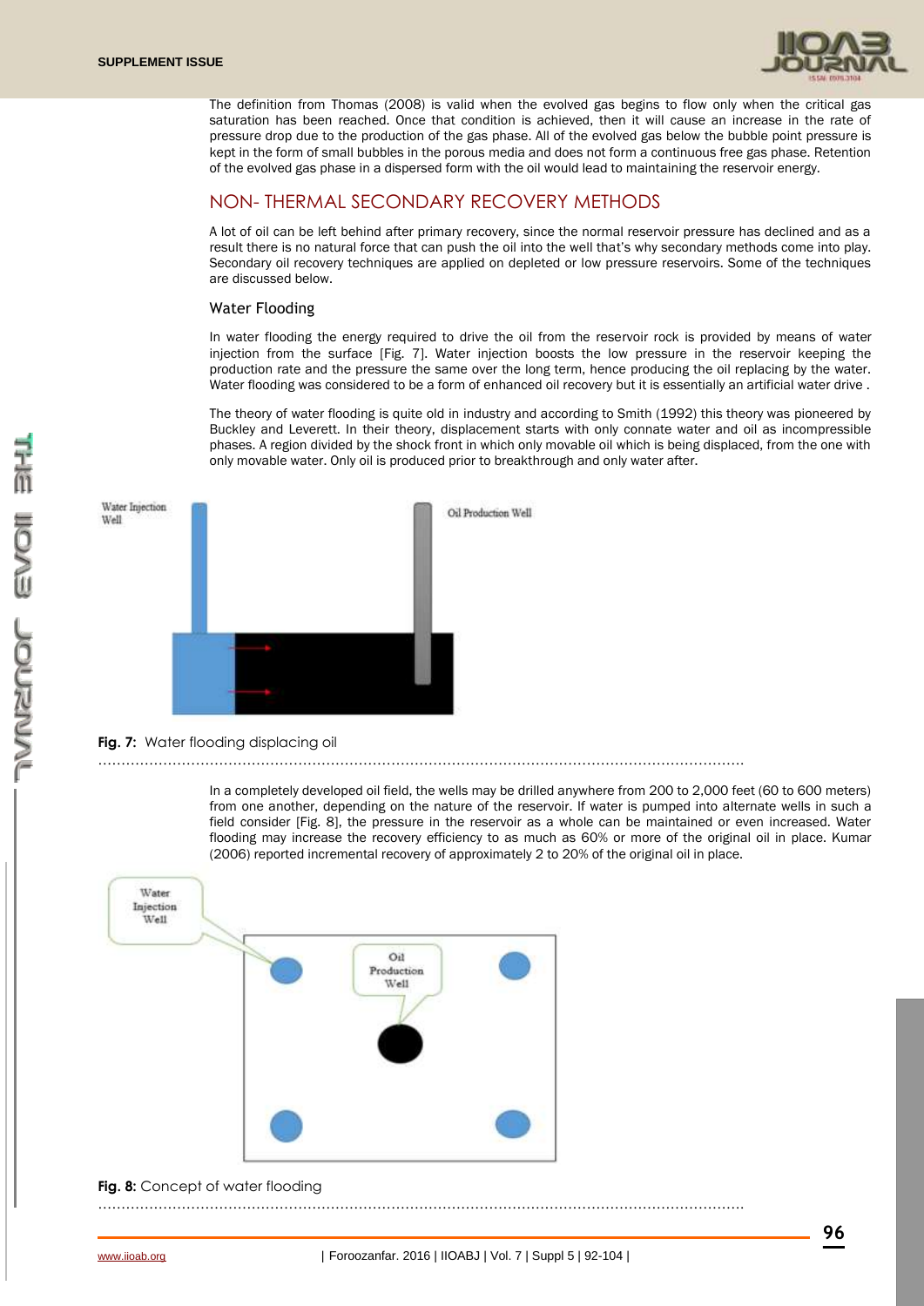The definition from Thomas (2008) is valid when the evolved gas begins to flow only when the critical gas saturation has been reached. Once that condition is achieved, then it will cause an increase in the rate of pressure drop due to the production of the gas phase. All of the evolved gas below the bubble point pressure is kept in the form of small bubbles in the porous media and does not form a continuous free gas phase. Retention of the evolved gas phase in a dispersed form with the oil would lead to maintaining the reservoir energy.

## NON- THERMAL SECONDARY RECOVERY METHODS

A lot of oil can be left behind after primary recovery, since the normal reservoir pressure has declined and as a result there is no natural force that can push the oil into the well that's why secondary methods come into play. Secondary oil recovery techniques are applied on depleted or low pressure reservoirs. Some of the techniques are discussed below.

### Water Flooding

In water flooding the energy required to drive the oil from the reservoir rock is provided by means of water injection from the surface [Fig. 7]. Water injection boosts the low pressure in the reservoir keeping the production rate and the pressure the same over the long term, hence producing the oil replacing by the water. Water flooding was considered to be a form of enhanced oil recovery but it is essentially an artificial water drive .

The theory of water flooding is quite old in industry and according to Smith (1992) this theory was pioneered by Buckley and Leverett. In their theory, displacement starts with only connate water and oil as incompressible phases. A region divided by the shock front in which only movable oil which is being displaced, from the one with only movable water. Only oil is produced prior to breakthrough and only water after.

Water Injection Well

Oil Production Well

**Fig. 7:** Water flooding displacing oil

In a completely developed oil field, the wells may be drilled anywhere from 200 to 2,000 feet (60 to 600 meters) from one another, depending on the nature of the reservoir. If water is pumped into alternate wells in such a field consider [Fig. 8], the pressure in the reservoir as a whole can be maintained or even increased. Water flooding may increase the recovery efficiency to as much as 60% or more of the original oil in place. Kumar (2006) reported incremental recovery of approximately 2 to 20% of the original oil in place.

Water Injection Well

Oil Production Well

**Fig. 8:** Concept of water flooding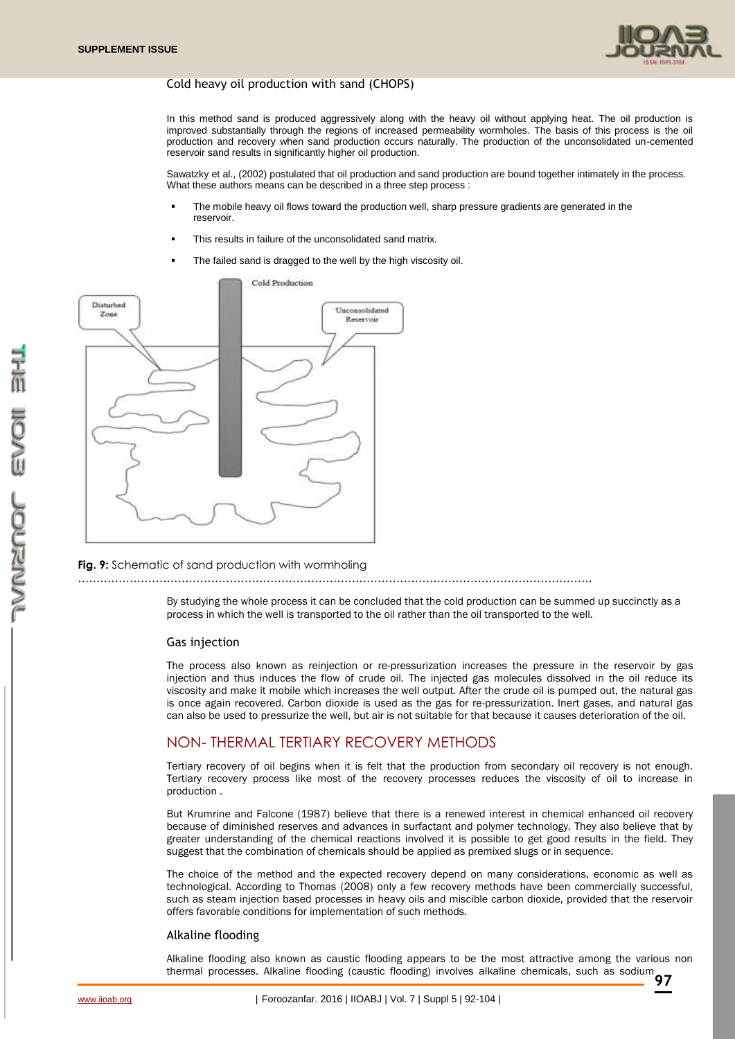### Cold heavy oil production with sand (CHOPS)

In this method sand is produced aggressively along with the heavy oil without applying heat. The oil production is improved substantially through the regions of increased permeability wormholes. The basis of this process is the oil production and recovery when sand production occurs naturally. The production of the unconsolidated un-cemented reservoir sand results in significantly higher oil production.

Sawatzky et al., (2002) postulated that oil production and sand production are bound together intimately in the process. What these authors means can be described in a three step process :

- The mobile heavy oil flows toward the production well, sharp pressure gradients are generated in the reservoir.
- This results in failure of the unconsolidated sand matrix.
- The failed sand is dragged to the well by the high viscosity oil.

**Fig. 9:** Schematic of sand production with wormholing

By studying the whole process it can be concluded that the cold production can be summed up succinctly as a process in which the well is transported to the oil rather than the oil transported to the well.

### Gas injection

The process also known as reinjection or re-pressurization increases the pressure in the reservoir by gas injection and thus induces the flow of crude oil. The injected gas molecules dissolved in the oil reduce its viscosity and make it mobile which increases the well output. After the crude oil is pumped out, the natural gas is once again recovered. Carbon dioxide is used as the gas for re-pressurization. Inert gases, and natural gas can also be used to pressurize the well, but air is not suitable for that because it causes deterioration of the oil.

## NON- THERMAL TERTIARY RECOVERY METHODS

Tertiary recovery of oil begins when it is felt that the production from secondary oil recovery is not enough. Tertiary recovery process like most of the recovery processes reduces the viscosity of oil to increase in production .

But Krumrine and Falcone (1987) believe that there is a renewed interest in chemical enhanced oil recovery because of diminished reserves and advances in surfactant and polymer technology. They also believe that by greater understanding of the chemical reactions involved it is possible to get good results in the field. They suggest that the combination of chemicals should be applied as premixed slugs or in sequence.

The choice of the method and the expected recovery depend on many considerations, economic as well as technological. According to Thomas (2008) only a few recovery methods have been commercially successful, such as steam injection based processes in heavy oils and miscible carbon dioxide, provided that the reservoir offers favorable conditions for implementation of such methods.

### Alkaline flooding

Alkaline flooding also known as caustic flooding appears to be the most attractive among the various non thermal processes. Alkaline flooding (caustic flooding) involves alkaline chemicals, such as sodium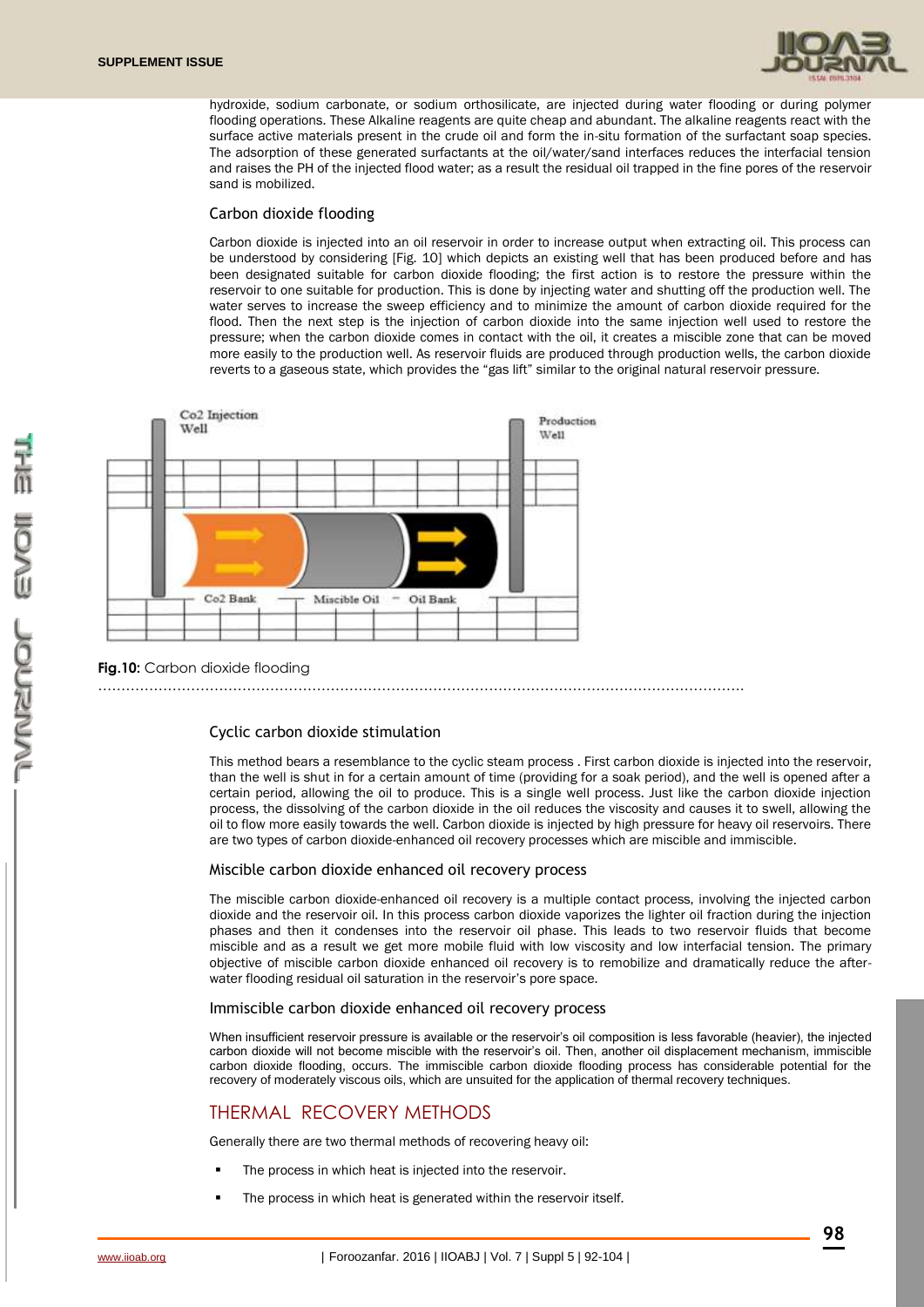hydroxide, sodium carbonate, or sodium orthosilicate, are injected during water flooding or during polymer flooding operations. These Alkaline reagents are quite cheap and abundant. The alkaline reagents react with the surface active materials present in the crude oil and form the in-situ formation of the surfactant soap species. The adsorption of these generated surfactants at the oil/water/sand interfaces reduces the interfacial tension and raises the PH of the injected flood water; as a result the residual oil trapped in the fine pores of the reservoir sand is mobilized.

### Carbon dioxide flooding

Carbon dioxide is injected into an oil reservoir in order to increase output when extracting oil. This process can be understood by considering [Fig. 10] which depicts an existing well that has been produced before and has been designated suitable for carbon dioxide flooding; the first action is to restore the pressure within the reservoir to one suitable for production. This is done by injecting water and shutting off the production well. The water serves to increase the sweep efficiency and to minimize the amount of carbon dioxide required for the flood. Then the next step is the injection of carbon dioxide into the same injection well used to restore the pressure; when the carbon dioxide comes in contact with the oil, it creates a miscible zone that can be moved more easily to the production well. As reservoir fluids are produced through production wells, the carbon dioxide reverts to a gaseous state, which provides the "gas lift" similar to the original natural reservoir pressure.

**Fig.10:** Carbon dioxide flooding

### Cyclic carbon dioxide stimulation

This method bears a resemblance to the cyclic steam process . First carbon dioxide is injected into the reservoir, than the well is shut in for a certain amount of time (providing for a soak period), and the well is opened after a certain period, allowing the oil to produce. This is a single well process. Just like the carbon dioxide injection process, the dissolving of the carbon dioxide in the oil reduces the viscosity and causes it to swell, allowing the oil to flow more easily towards the well. Carbon dioxide is injected by high pressure for heavy oil reservoirs. There are two types of carbon dioxide-enhanced oil recovery processes which are miscible and immiscible.

### Miscible carbon dioxide enhanced oil recovery process

The miscible carbon dioxide-enhanced oil recovery is a multiple contact process, involving the injected carbon dioxide and the reservoir oil. In this process carbon dioxide vaporizes the lighter oil fraction during the injection phases and then it condenses into the reservoir oil phase. This leads to two reservoir fluids that become miscible and as a result we get more mobile fluid with low viscosity and low interfacial tension. The primary objective of miscible carbon dioxide enhanced oil recovery is to remobilize and dramatically reduce the after-water flooding residual oil saturation in the reservoir's pore space.

### Immiscible carbon dioxide enhanced oil recovery process

When insufficient reservoir pressure is available or the reservoir's oil composition is less favorable (heavier), the injected carbon dioxide will not become miscible with the reservoir's oil. Then, another oil displacement mechanism, immiscible carbon dioxide flooding, occurs. The immiscible carbon dioxide flooding process has considerable potential for the recovery of moderately viscous oils, which are unsuited for the application of thermal recovery techniques.

## THERMAL RECOVERY METHODS

Generally there are two thermal methods of recovering heavy oil:

- The process in which heat is injected into the reservoir.
- The process in which heat is generated within the reservoir itself.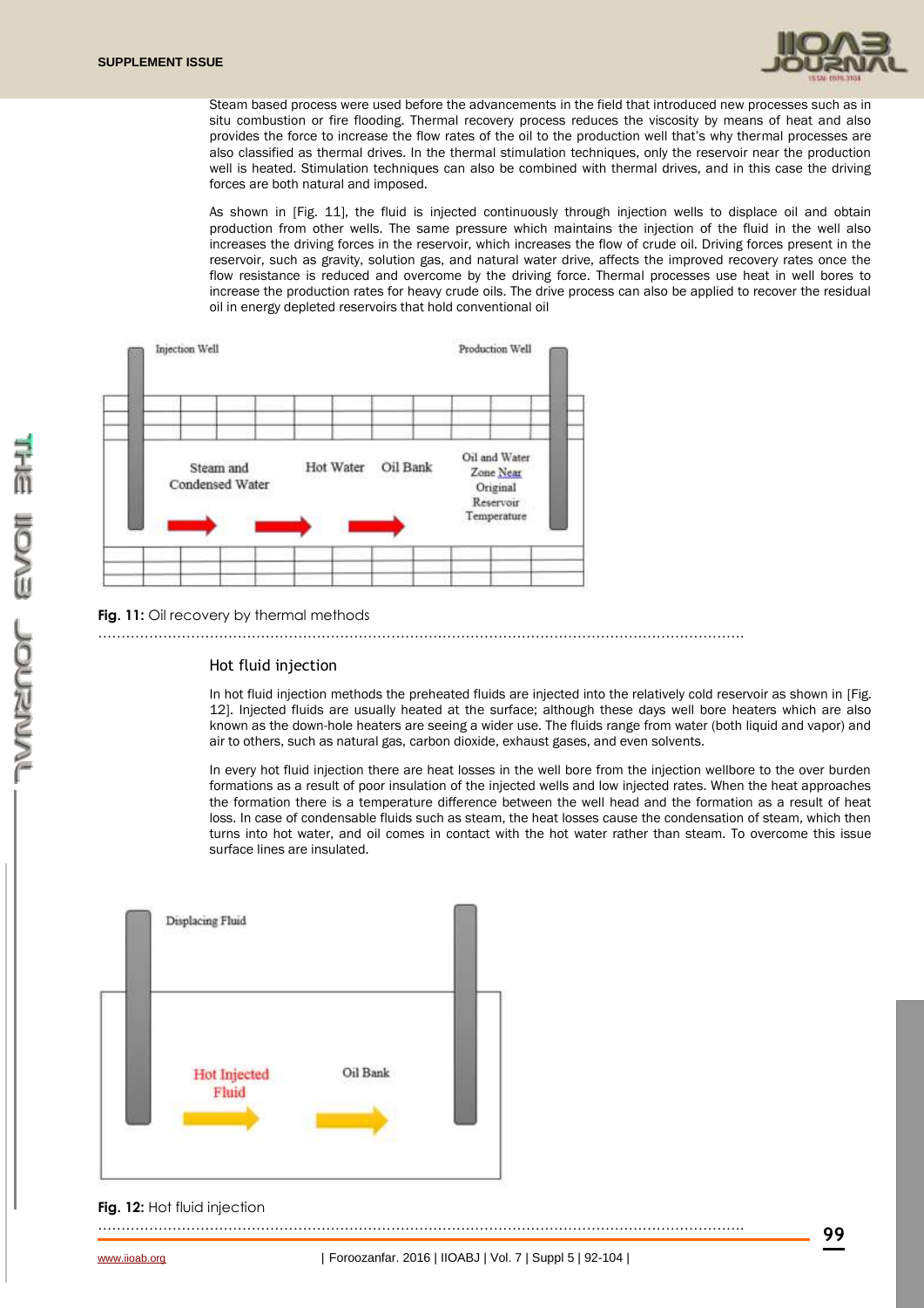Steam based process were used before the advancements in the field that introduced new processes such as in situ combustion or fire flooding. Thermal recovery process reduces the viscosity by means of heat and also provides the force to increase the flow rates of the oil to the production well that's why thermal processes are also classified as thermal drives. In the thermal stimulation techniques, only the reservoir near the production well is heated. Stimulation techniques can also be combined with thermal drives, and in this case the driving forces are both natural and imposed.

As shown in [Fig. 11], the fluid is injected continuously through injection wells to displace oil and obtain production from other wells. The same pressure which maintains the injection of the fluid in the well also increases the driving forces in the reservoir, which increases the flow of crude oil. Driving forces present in the reservoir, such as gravity, solution gas, and natural water drive, affects the improved recovery rates once the flow resistance is reduced and overcome by the driving force. Thermal processes use heat in well bores to increase the production rates for heavy crude oils. The drive process can also be applied to recover the residual oil in energy depleted reservoirs that hold conventional oil

**Fig. 11:** Oil recovery by thermal methods

### Hot fluid injection

In hot fluid injection methods the preheated fluids are injected into the relatively cold reservoir as shown in [Fig. 12]. Injected fluids are usually heated at the surface; although these days well bore heaters which are also known as the down-hole heaters are seeing a wider use. The fluids range from water (both liquid and vapor) and air to others, such as natural gas, carbon dioxide, exhaust gases, and even solvents.

In every hot fluid injection there are heat losses in the well bore from the injection wellbore to the over burden formations as a result of poor insulation of the injected wells and low injected rates. When the heat approaches the formation there is a temperature difference between the well head and the formation as a result of heat loss. In case of condensable fluids such as steam, the heat losses cause the condensation of steam, which then turns into hot water, and oil comes in contact with the hot water rather than steam. To overcome this issue surface lines are insulated.

**Fig. 12:** Hot fluid injection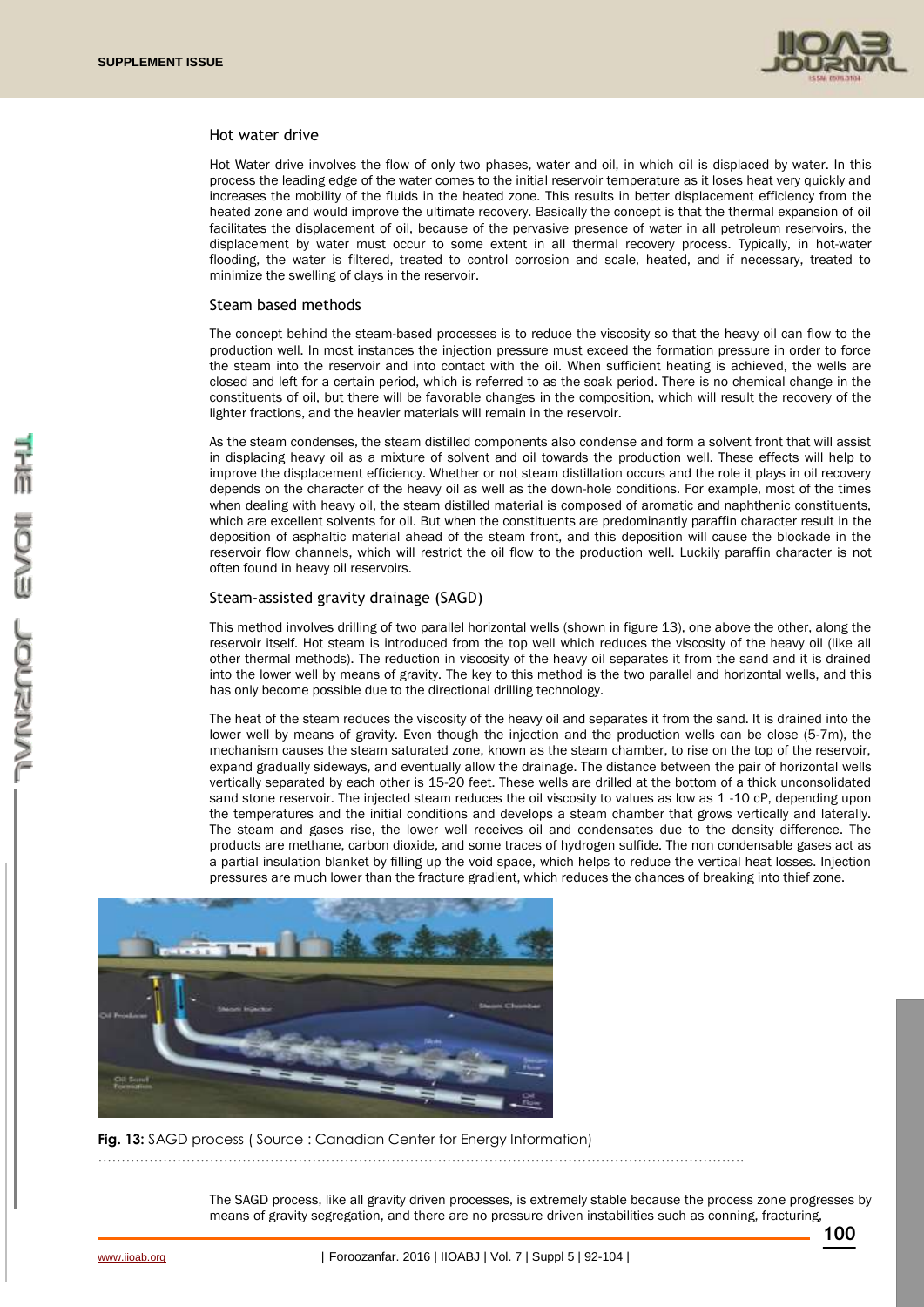### Hot water drive

Hot Water drive involves the flow of only two phases, water and oil, in which oil is displaced by water. In this process the leading edge of the water comes to the initial reservoir temperature as it loses heat very quickly and increases the mobility of the fluids in the heated zone. This results in better displacement efficiency from the heated zone and would improve the ultimate recovery. Basically the concept is that the thermal expansion of oil facilitates the displacement of oil, because of the pervasive presence of water in all petroleum reservoirs, the displacement by water must occur to some extent in all thermal recovery process. Typically, in hot-water flooding, the water is filtered, treated to control corrosion and scale, heated, and if necessary, treated to minimize the swelling of clays in the reservoir.

### Steam based methods

The concept behind the steam-based processes is to reduce the viscosity so that the heavy oil can flow to the production well. In most instances the injection pressure must exceed the formation pressure in order to force the steam into the reservoir and into contact with the oil. When sufficient heating is achieved, the wells are closed and left for a certain period, which is referred to as the soak period. There is no chemical change in the constituents of oil, but there will be favorable changes in the composition, which will result the recovery of the lighter fractions, and the heavier materials will remain in the reservoir.

As the steam condenses, the steam distilled components also condense and form a solvent front that will assist in displacing heavy oil as a mixture of solvent and oil towards the production well. These effects will help to improve the displacement efficiency. Whether or not steam distillation occurs and the role it plays in oil recovery depends on the character of the heavy oil as well as the down-hole conditions. For example, most of the times when dealing with heavy oil, the steam distilled material is composed of aromatic and naphthenic constituents, which are excellent solvents for oil. But when the constituents are predominantly paraffin character result in the deposition of asphaltic material ahead of the steam front, and this deposition will cause the blockade in the reservoir flow channels, which will restrict the oil flow to the production well. Luckily paraffin character is not often found in heavy oil reservoirs.

### Steam-assisted gravity drainage (SAGD)

This method involves drilling of two parallel horizontal wells (shown in figure 13), one above the other, along the reservoir itself. Hot steam is introduced from the top well which reduces the viscosity of the heavy oil (like all other thermal methods). The reduction in viscosity of the heavy oil separates it from the sand and it is drained into the lower well by means of gravity. The key to this method is the two parallel and horizontal wells, and this has only become possible due to the directional drilling technology.

The heat of the steam reduces the viscosity of the heavy oil and separates it from the sand. It is drained into the lower well by means of gravity. Even though the injection and the production wells can be close (5-7m), the mechanism causes the steam saturated zone, known as the steam chamber, to rise on the top of the reservoir, expand gradually sideways, and eventually allow the drainage. The distance between the pair of horizontal wells vertically separated by each other is 15-20 feet. These wells are drilled at the bottom of a thick unconsolidated sand stone reservoir. The injected steam reduces the oil viscosity to values as low as 1 -10 cP, depending upon the temperatures and the initial conditions and develops a steam chamber that grows vertically and laterally. The steam and gases rise, the lower well receives oil and condensates due to the density difference. The products are methane, carbon dioxide, and some traces of hydrogen sulfide. The non condensable gases act as a partial insulation blanket by filling up the void space, which helps to reduce the vertical heat losses. Injection pressures are much lower than the fracture gradient, which reduces the chances of breaking into thief zone.

**Fig. 13:** SAGD process ( Source : Canadian Center for Energy Information)

The SAGD process, like all gravity driven processes, is extremely stable because the process zone progresses by means of gravity segregation, and there are no pressure driven instabilities such as conning, fracturing,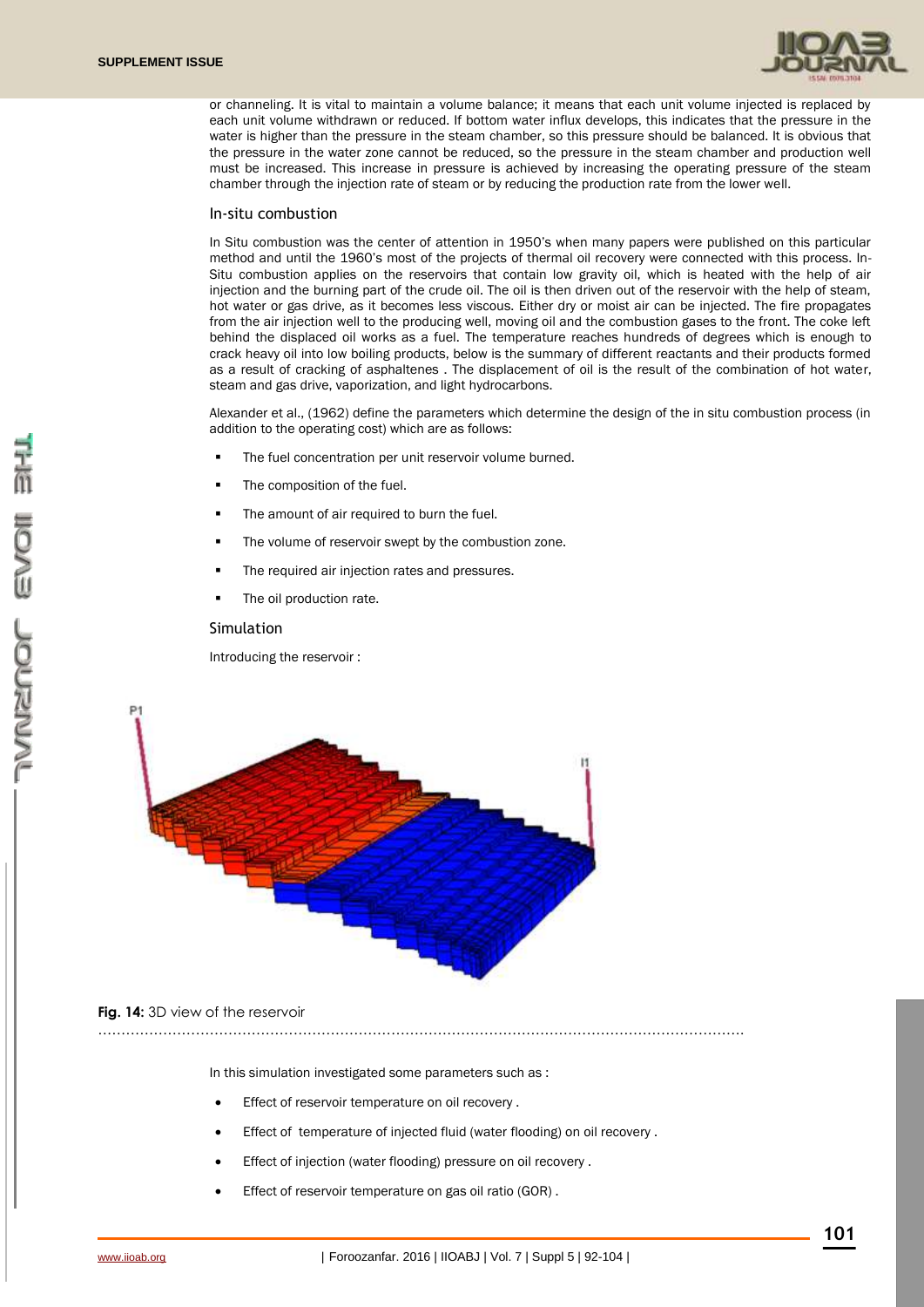or channeling. It is vital to maintain a volume balance; it means that each unit volume injected is replaced by each unit volume withdrawn or reduced. If bottom water influx develops, this indicates that the pressure in the water is higher than the pressure in the steam chamber, so this pressure should be balanced. It is obvious that the pressure in the water zone cannot be reduced, so the pressure in the steam chamber and production well must be increased. This increase in pressure is achieved by increasing the operating pressure of the steam chamber through the injection rate of steam or by reducing the production rate from the lower well.

### In-situ combustion

In Situ combustion was the center of attention in 1950's when many papers were published on this particular method and until the 1960's most of the projects of thermal oil recovery were connected with this process. In-Situ combustion applies on the reservoirs that contain low gravity oil, which is heated with the help of air injection and the burning part of the crude oil. The oil is then driven out of the reservoir with the help of steam, hot water or gas drive, as it becomes less viscous. Either dry or moist air can be injected. The fire propagates from the air injection well to the producing well, moving oil and the combustion gases to the front. The coke left behind the displaced oil works as a fuel. The temperature reaches hundreds of degrees which is enough to crack heavy oil into low boiling products, below is the summary of different reactants and their products formed as a result of cracking of asphaltenes . The displacement of oil is the result of the combination of hot water, steam and gas drive, vaporization, and light hydrocarbons.

Alexander et al., (1962) define the parameters which determine the design of the in situ combustion process (in addition to the operating cost) which are as follows:

- The fuel concentration per unit reservoir volume burned.
- The composition of the fuel.
- The amount of air required to burn the fuel.
- The volume of reservoir swept by the combustion zone.
- The required air injection rates and pressures.
- The oil production rate.

### Simulation

Introducing the reservoir :

**Fig. 14:** 3D view of the reservoir

In this simulation investigated some parameters such as :

- Effect of reservoir temperature on oil recovery .
- Effect of temperature of injected fluid (water flooding) on oil recovery .
- Effect of injection (water flooding) pressure on oil recovery .
- Effect of reservoir temperature on gas oil ratio (GOR) .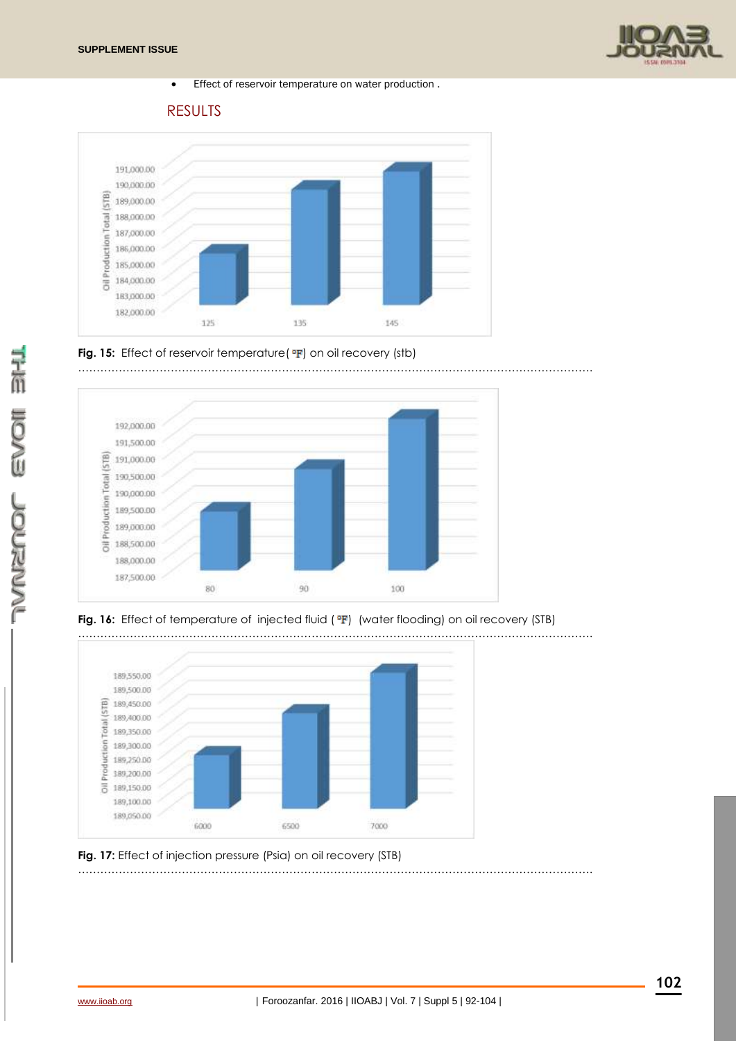- Effect of reservoir temperature on water production .

## RESULTS

Fig. 15: Effect of reservoir temperature( °F) on oil recovery (stb)

Fig. 16: Effect of temperature of injected fluid ( °F) (water flooding) on oil recovery (STB)

Fig. 17: Effect of injection pressure (Psia) on oil recovery (STB)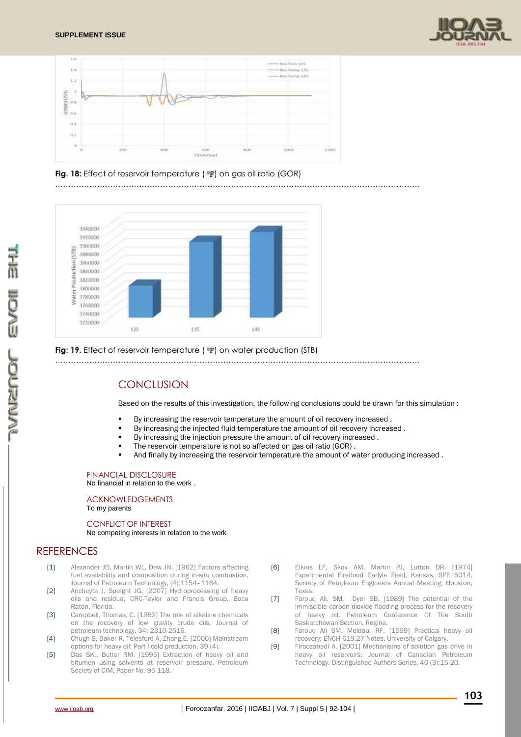**Fig. 18:** Effect of reservoir temperature ( ºF) on gas oil ratio (GOR)

**Fig: 19.** Effect of reservoir temperature ( ºF) on water production (STB)

## CONCLUSION

Based on the results of this investigation, the following conclusions could be drawn for this simulation :

- By increasing the reservoir temperature the amount of oil recovery increased .
- By increasing the injected fluid temperature the amount of oil recovery increased .
- By increasing the injection pressure the amount of oil recovery increased .
- The reservoir temperature is not so affected on gas oil ratio (GOR) .
- And finally by increasing the reservoir temperature the amount of water producing increased .

### FINANCIAL DISCLOSURE

No financial in relation to the work .

### ACKNOWLEDGEMENTS

To my parents

### CONFLICT OF INTEREST

No competing interests in relation to the work

## REFERENCES

[1] Alexander JD, Martin WL, Dew JN. [1962] Factors affecting fuel availability and composition during in-situ combustion, Journal of Petroleum Technology, (4):1154–1164.

[2] Ancheyta J, Speight JG. [2007] Hydroprocessing of heavy oils and residua, CRC-Taylor and Francis Group, Boca Raton, Florida.

[3] Campbell, Thomas, C. [1982] The role of alkaline chemicals on the recovery of low gravity crude oils, Journal of petroleum technology, 34: 2310-2516.

[4] Chugh S, Baker R, Telesford A, Zhang,E. [2000] Mainstream options for heavy oil: Part I cold production, 39 (4).

[5] Das SK., Butler RM. [1995] Extraction of heavy oil and bitumen using solvents at reservoir pressure, Petroleum Society of CIM, Paper No. 95-118.

[6] Elkins LF, Skov AM, Martin PJ, Lutton DR. [1974] Experimental Fireflood Carlyle Field, Kansas, SPE 5014, Society of Petroleum Engineers Annual Meeting, Houston, Texas.

[7] Farouq Ali, SM, Dyer SB. [1989] The potential of the immiscible carbon dioxide flooding process for the recovery of heavy oil, Petroleum Conference Of The South Saskatchewan Section, Regina.

[8] Farouq Ali SM, Meldau, RF. [1999] Practical heavy oil recovery; ENCH 619.27 Notes, University of Calgary.

[9] Firoozabadi A. [2001] Mechanisms of solution gas drive in heavy oil reservoirs; Journal of Canadian Petroleum Technology, Distinguished Authors Series, 40 (3):15-20.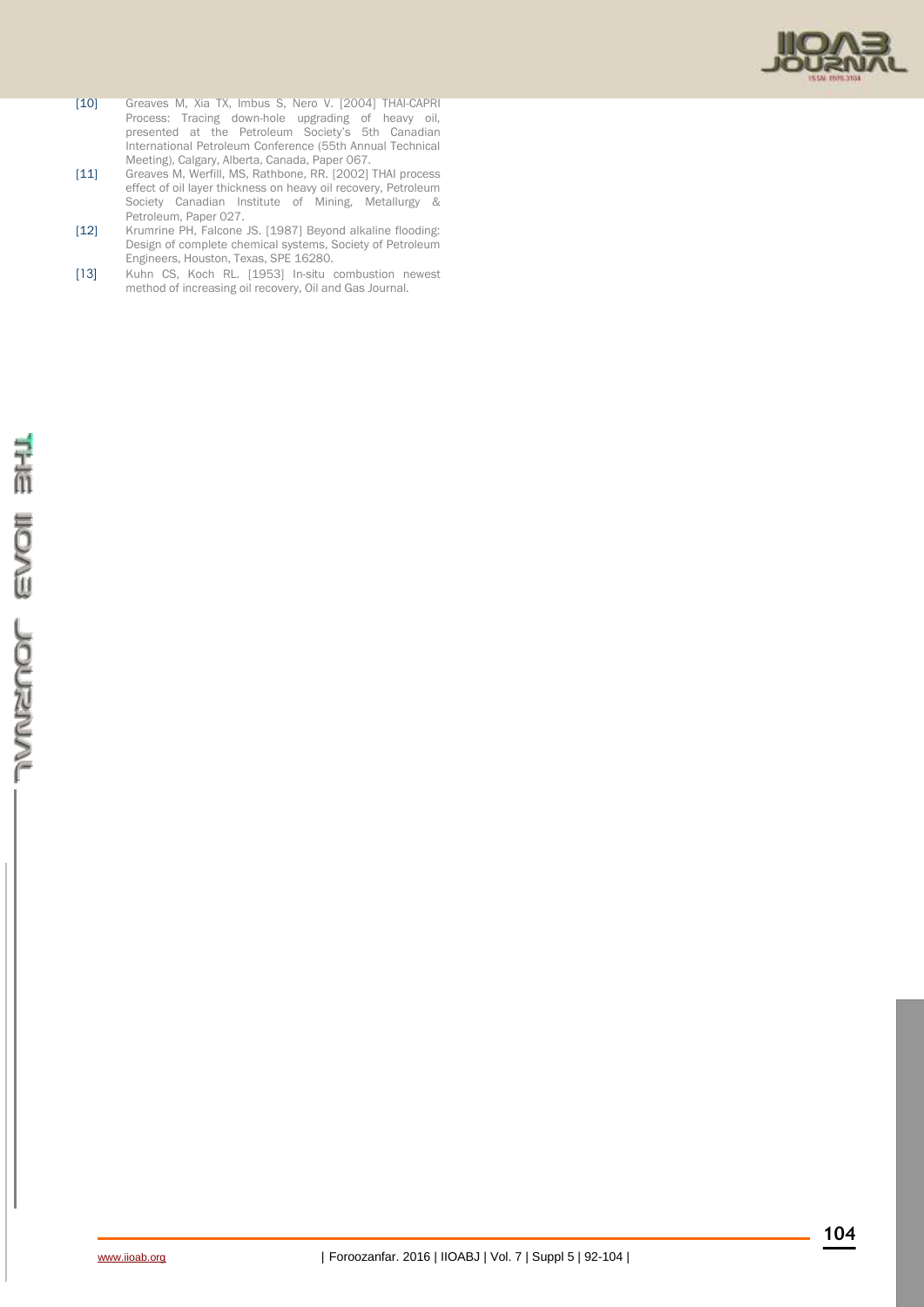[10] Greaves M, Xia TX, Imbus S, Nero V. [2004] THAI-CAPRI Process: Tracing down-hole upgrading of heavy oil, presented at the Petroleum Society's 5th Canadian International Petroleum Conference (55th Annual Technical Meeting), Calgary, Alberta, Canada, Paper 067.

[11] Greaves M, Werfill, MS, Rathbone, RR. [2002] THAI process effect of oil layer thickness on heavy oil recovery, Petroleum Society Canadian Institute of Mining, Metallurgy & Petroleum, Paper 027.

[12] Krumrine PH, Falcone JS. [1987] Beyond alkaline flooding: Design of complete chemical systems, Society of Petroleum Engineers, Houston, Texas, SPE 16280.

[13] Kuhn CS, Koch RL. [1953] In-situ combustion newest method of increasing oil recovery, Oil and Gas Journal.